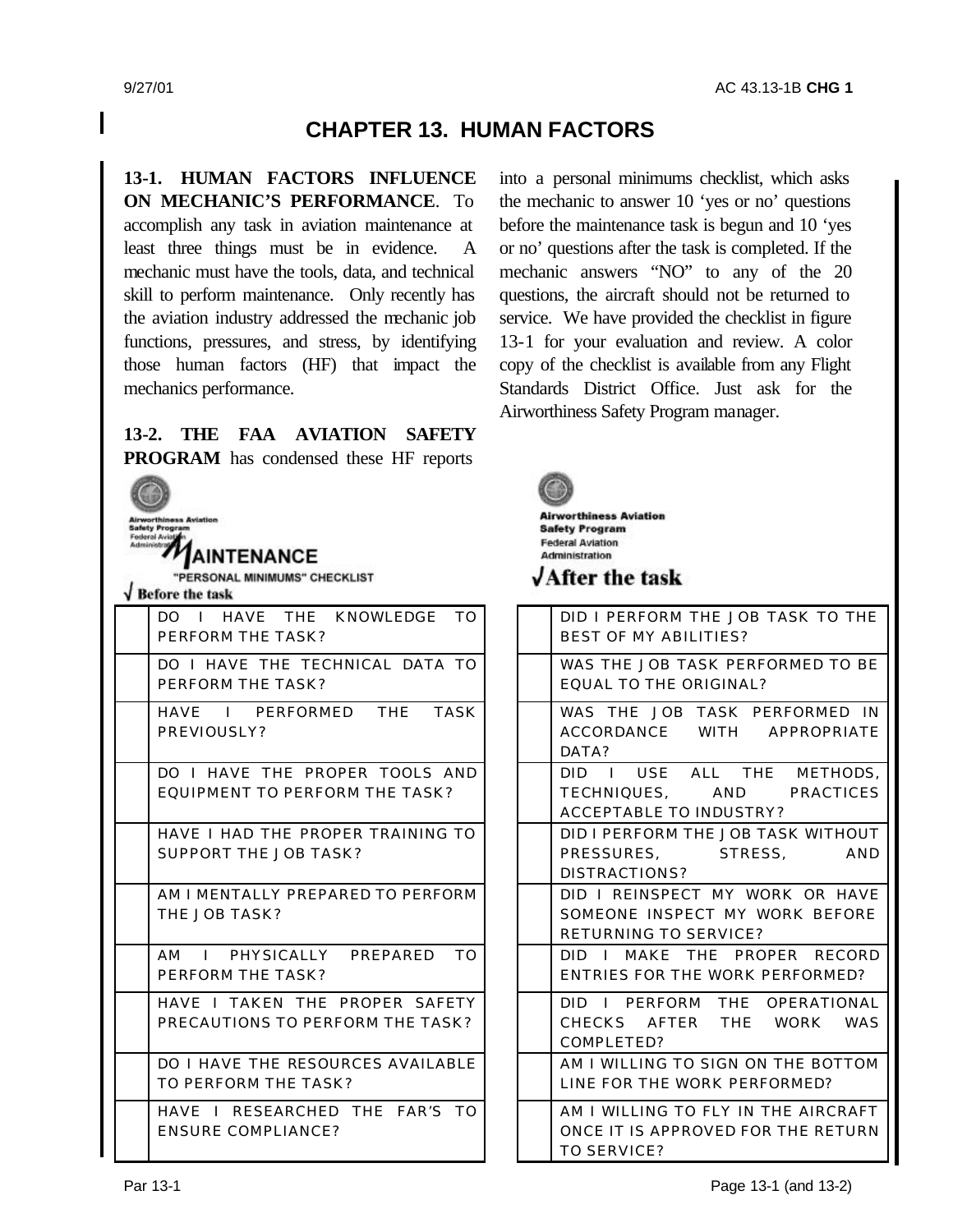# CHAPTER 13. HUMAN FACTORS

**13-1. HUMAN FACTORS INFLUENCE ON MECHANIC'S PERFORMANCE**. To accomplish any task in aviation maintenance at least three things must be in evidence. A mechanic must have the tools, data, and technical skill to perform maintenance. Only recently has the aviation industry addressed the mechanic job functions, pressures, and stress, by identifying those human factors (HF) that impact the mechanics performance.

**13-2. THE FAA AVIATION SAFETY PROGRAM** has condensed these HF reports into a personal minimums checklist, which asks the mechanic to answer 10 'yes or no' questions before the maintenance task is begun and 10 'yes or no' questions after the task is completed. If the mechanic answers "NO" to any of the 20 questions, the aircraft should not be returned to service. We have provided the checklist in figure 13-1 for your evaluation and review. A color copy of the checklist is available from any Flight Standards District Office. Just ask for the Airworthiness Safety Program manager.

Airworthiness Aviation Safety Program
Federal Aviation Administration

**MAINTENANCE**
"PERSONAL MINIMUMS" CHECKLIST

**√ Before the task**

| | |
|---|---|
| | DO I HAVE THE KNOWLEDGE TO PERFORM THE TASK? |
| | DO I HAVE THE TECHNICAL DATA TO PERFORM THE TASK? |
| | HAVE I PERFORMED THE TASK PREVIOUSLY? |
| | DO I HAVE THE PROPER TOOLS AND EQUIPMENT TO PERFORM THE TASK? |
| | HAVE I HAD THE PROPER TRAINING TO SUPPORT THE JOB TASK? |
| | AM I MENTALLY PREPARED TO PERFORM THE JOB TASK? |
| | AM I PHYSICALLY PREPARED TO PERFORM THE TASK? |
| | HAVE I TAKEN THE PROPER SAFETY PRECAUTIONS TO PERFORM THE TASK? |
| | DO I HAVE THE RESOURCES AVAILABLE TO PERFORM THE TASK? |
| | HAVE I RESEARCHED THE FAR'S TO ENSURE COMPLIANCE? |

Airworthiness Aviation Safety Program
Federal Aviation Administration

**√ After the task**

| | |
|---|---|
| | DID I PERFORM THE JOB TASK TO THE BEST OF MY ABILITIES? |
| | WAS THE JOB TASK PERFORMED TO BE EQUAL TO THE ORIGINAL? |
| | WAS THE JOB TASK PERFORMED IN ACCORDANCE WITH APPROPRIATE DATA? |
| | DID I USE ALL THE METHODS, TECHNIQUES, AND PRACTICES ACCEPTABLE TO INDUSTRY? |
| | DID I PERFORM THE JOB TASK WITHOUT PRESSURES, STRESS, AND DISTRACTIONS? |
| | DID I REINSPECT MY WORK OR HAVE SOMEONE INSPECT MY WORK BEFORE RETURNING TO SERVICE? |
| | DID I MAKE THE PROPER RECORD ENTRIES FOR THE WORK PERFORMED? |
| | DID I PERFORM THE OPERATIONAL CHECKS AFTER THE WORK WAS COMPLETED? |
| | AM I WILLING TO SIGN ON THE BOTTOM LINE FOR THE WORK PERFORMED? |
| | AM I WILLING TO FLY IN THE AIRCRAFT ONCE IT IS APPROVED FOR THE RETURN TO SERVICE? |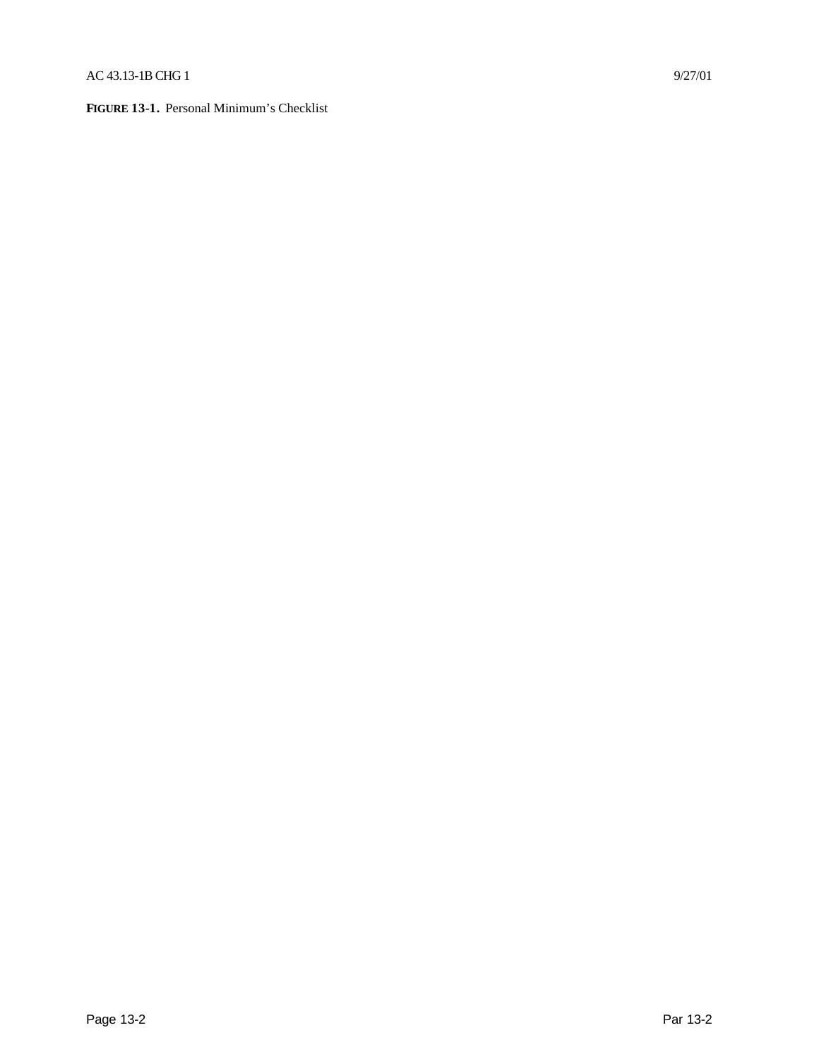**FIGURE 13-1.** Personal Minimum's Checklist